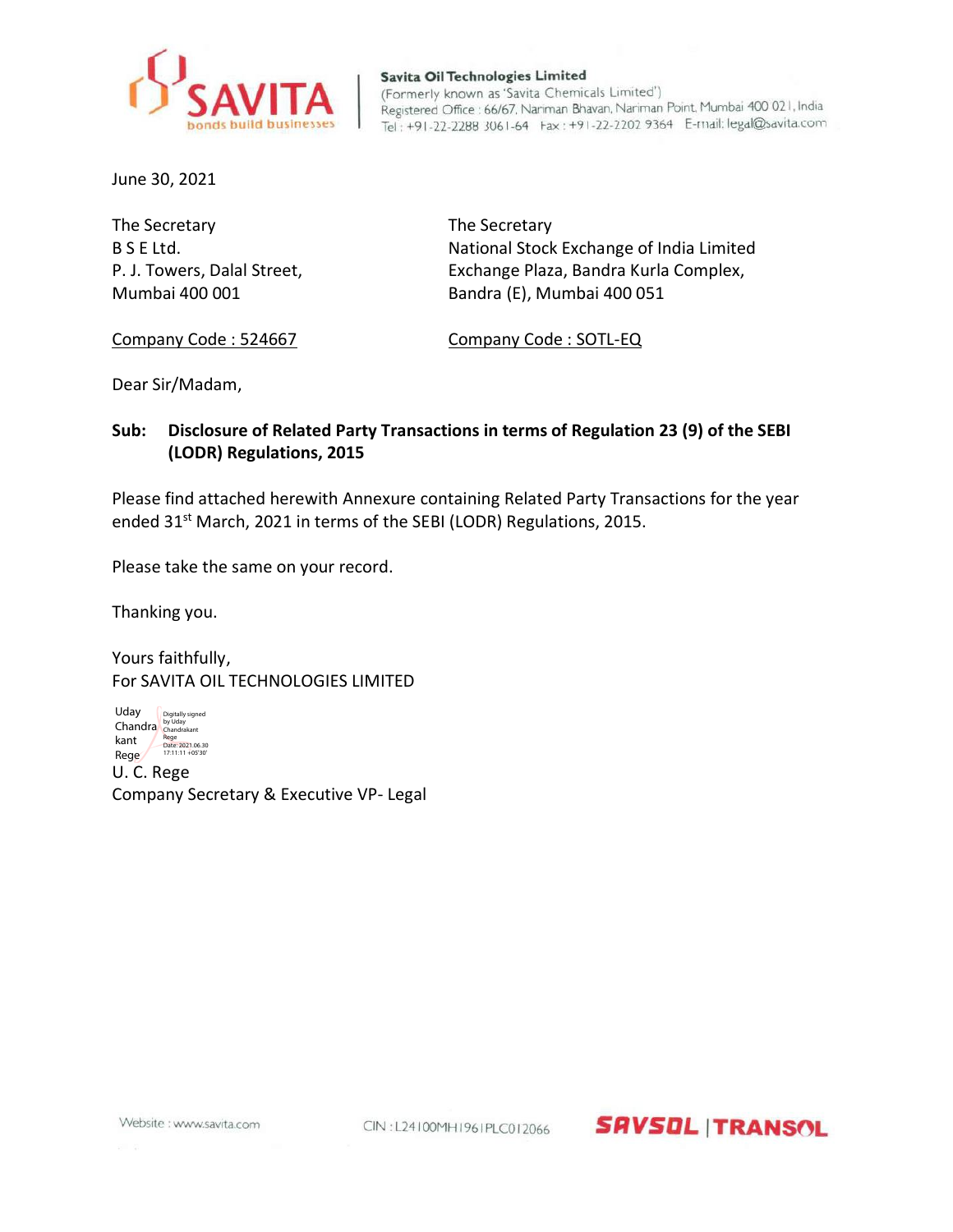**Savita Oil Technologies Limited**
(Formerly known as 'Savita Chemicals Limited')
Registered Office : 66/67, Nariman Bhavan, Nariman Point, Mumbai 400 021, India
Tel : +91-22-2288 3061-64 Fax : +91-22-2202 9364 E-mail: legal@savita.com

June 30, 2021

The Secretary
B S E Ltd.
P. J. Towers, Dalal Street,
Mumbai 400 001

Company Code : 524667

The Secretary
National Stock Exchange of India Limited
Exchange Plaza, Bandra Kurla Complex,
Bandra (E), Mumbai 400 051

Company Code : SOTL-EQ

Dear Sir/Madam,

**Sub: Disclosure of Related Party Transactions in terms of Regulation 23 (9) of the SEBI (LODR) Regulations, 2015**

Please find attached herewith Annexure containing Related Party Transactions for the year ended 31st March, 2021 in terms of the SEBI (LODR) Regulations, 2015.

Please take the same on your record.

Thanking you.

Yours faithfully,
For SAVITA OIL TECHNOLOGIES LIMITED

Uday Chandrakant Rege
Digitally signed by Uday Chandrakant Rege
Date: 2021.06.30 17:11:11 +05'30'

U. C. Rege
Company Secretary & Executive VP- Legal

Website : www.savita.com
CIN : L24100MH1961PLC012066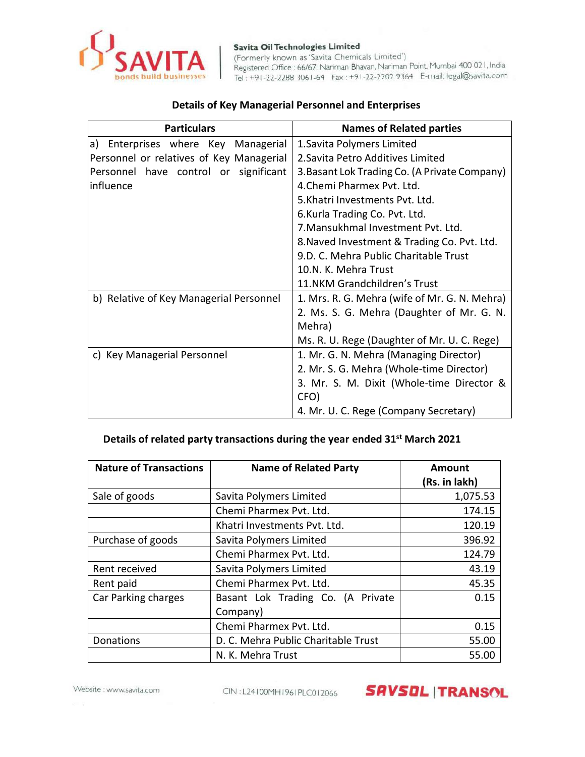## Details of Key Managerial Personnel and Enterprises

| Particulars | Names of Related parties |
|---|---|
| a) Enterprises where Key Managerial Personnel or relatives of Key Managerial Personnel have control or significant influence | 1.Savita Polymers Limited<br>2.Savita Petro Additives Limited<br>3.Basant Lok Trading Co. (A Private Company)<br>4.Chemi Pharmex Pvt. Ltd.<br>5.Khatri Investments Pvt. Ltd.<br>6.Kurla Trading Co. Pvt. Ltd.<br>7.Mansukhmal Investment Pvt. Ltd.<br>8.Naved Investment & Trading Co. Pvt. Ltd.<br>9.D. C. Mehra Public Charitable Trust<br>10.N. K. Mehra Trust<br>11.NKM Grandchildren's Trust |
| b) Relative of Key Managerial Personnel | 1. Mrs. R. G. Mehra (wife of Mr. G. N. Mehra)<br>2. Ms. S. G. Mehra (Daughter of Mr. G. N. Mehra)<br>Ms. R. U. Rege (Daughter of Mr. U. C. Rege) |
| c) Key Managerial Personnel | 1. Mr. G. N. Mehra (Managing Director)<br>2. Mr. S. G. Mehra (Whole-time Director)<br>3. Mr. S. M. Dixit (Whole-time Director & CFO)<br>4. Mr. U. C. Rege (Company Secretary) |

## Details of related party transactions during the year ended 31st March 2021

| Nature of Transactions | Name of Related Party | Amount (Rs. in lakh) |
|---|---|---|
| Sale of goods | Savita Polymers Limited | 1,075.53 |
| | Chemi Pharmex Pvt. Ltd. | 174.15 |
| | Khatri Investments Pvt. Ltd. | 120.19 |
| Purchase of goods | Savita Polymers Limited | 396.92 |
| | Chemi Pharmex Pvt. Ltd. | 124.79 |
| Rent received | Savita Polymers Limited | 43.19 |
| Rent paid | Chemi Pharmex Pvt. Ltd. | 45.35 |
| Car Parking charges | Basant Lok Trading Co. (A Private Company) | 0.15 |
| | Chemi Pharmex Pvt. Ltd. | 0.15 |
| Donations | D. C. Mehra Public Charitable Trust | 55.00 |
| | N. K. Mehra Trust | 55.00 |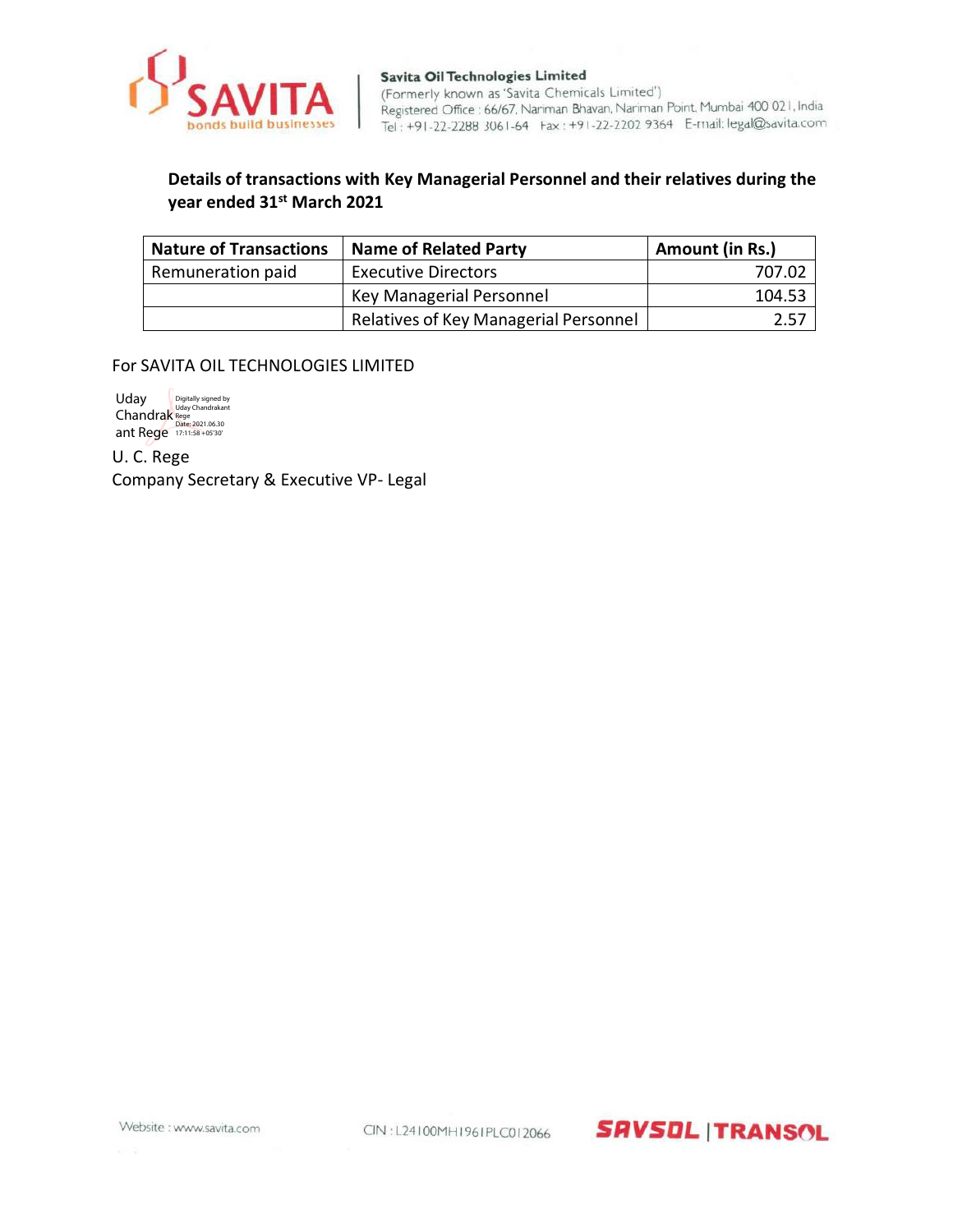**Details of transactions with Key Managerial Personnel and their relatives during the year ended 31st March 2021**

| Nature of Transactions | Name of Related Party | Amount (in Rs.) |
|---|---|---|
| Remuneration paid | Executive Directors | 707.02 |
| | Key Managerial Personnel | 104.53 |
| | Relatives of Key Managerial Personnel | 2.57 |

For SAVITA OIL TECHNOLOGIES LIMITED

Uday Chandrakant Rege

Digitally signed by Uday Chandrakant Rege
Date: 2021.06.30 17:11:58 +05'30'

U. C. Rege
Company Secretary & Executive VP- Legal